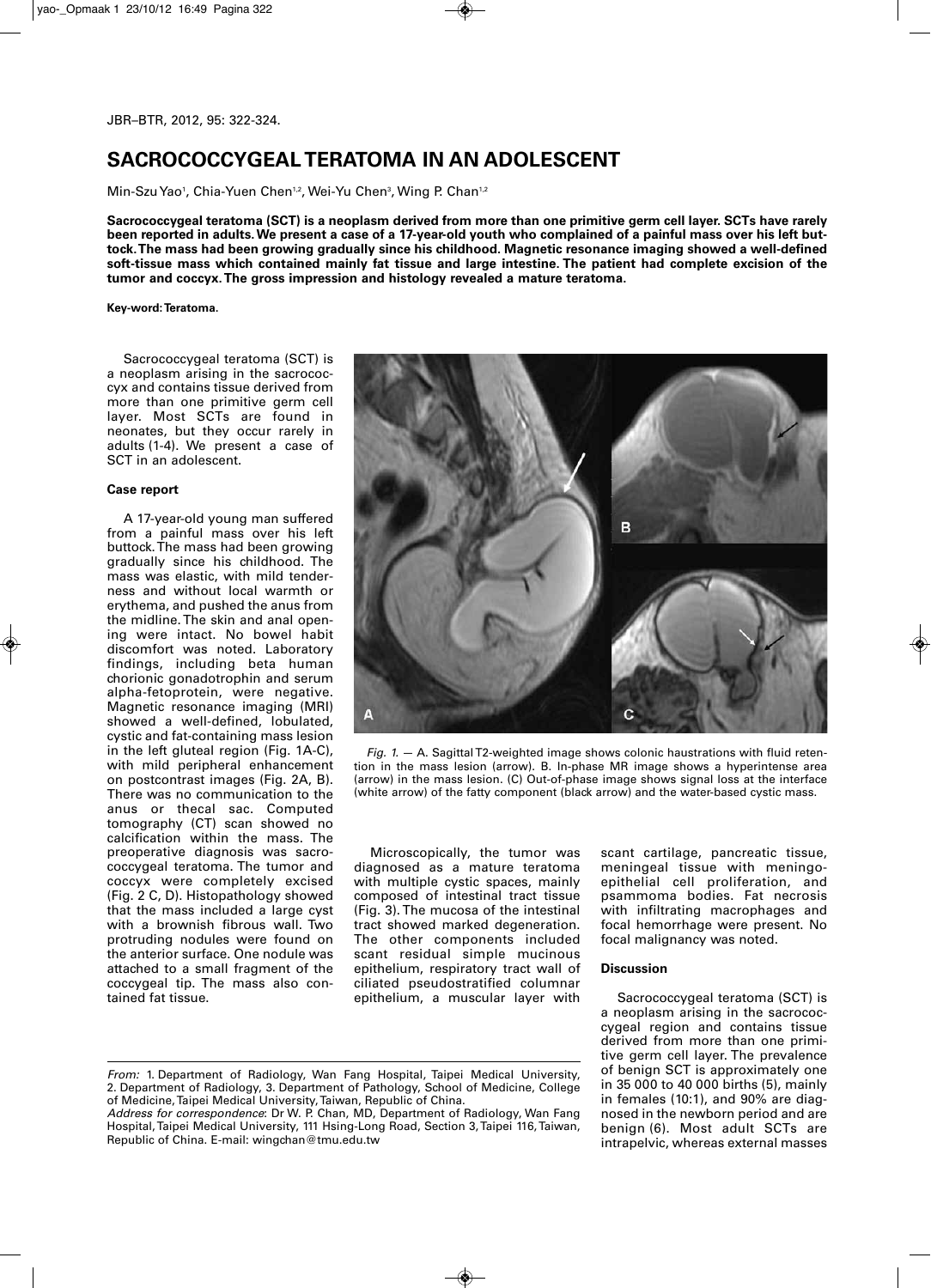# SACROCOCCYGEAL TERATOMA IN AN ADOLESCENT

Min-Szu Yao[1], Chia-Yuen Chen[1,2], Wei-Yu Chen[3], Wing P. Chan[1,2]

**Sacrococcygeal teratoma (SCT) is a neoplasm derived from more than one primitive germ cell layer. SCTs have rarely been reported in adults. We present a case of a 17-year-old youth who complained of a painful mass over his left buttock. The mass had been growing gradually since his childhood. Magnetic resonance imaging showed a well-defined soft-tissue mass which contained mainly fat tissue and large intestine. The patient had complete excision of the tumor and coccyx. The gross impression and histology revealed a mature teratoma.**

**Key-word: Teratoma.**

Sacrococcygeal teratoma (SCT) is a neoplasm arising in the sacrococcyx and contains tissue derived from more than one primitive germ cell layer. Most SCTs are found in neonates, but they occur rarely in adults (1-4). We present a case of SCT in an adolescent.

## Case report

A 17-year-old young man suffered from a painful mass over his left buttock. The mass had been growing gradually since his childhood. The mass was elastic, with mild tenderness and without local warmth or erythema, and pushed the anus from the midline. The skin and anal opening were intact. No bowel habit discomfort was noted. Laboratory findings, including beta human chorionic gonadotrophin and serum alpha-fetoprotein, were negative. Magnetic resonance imaging (MRI) showed a well-defined, lobulated, cystic and fat-containing mass lesion in the left gluteal region (Fig. 1A-C), with mild peripheral enhancement on postcontrast images (Fig. 2A, B). There was no communication to the anus or thecal sac. Computed tomography (CT) scan showed no calcification within the mass. The preoperative diagnosis was sacrococcygeal teratoma. The tumor and coccyx were completely excised (Fig. 2 C, D). Histopathology showed that the mass included a large cyst with a brownish fibrous wall. Two protruding nodules were found on the anterior surface. One nodule was attached to a small fragment of the coccygeal tip. The mass also contained fat tissue.

*Fig. 1.* — A. Sagittal T2-weighted image shows colonic haustrations with fluid retention in the mass lesion (arrow). B. In-phase MR image shows a hyperintense area (arrow) in the mass lesion. (C) Out-of-phase image shows signal loss at the interface (white arrow) of the fatty component (black arrow) and the water-based cystic mass.

Microscopically, the tumor was diagnosed as a mature teratoma with multiple cystic spaces, mainly composed of intestinal tract tissue (Fig. 3). The mucosa of the intestinal tract showed marked degeneration. The other components included scant residual simple mucinous epithelium, respiratory tract wall of ciliated pseudostratified columnar epithelium, a muscular layer with scant cartilage, pancreatic tissue, meningeal tissue with meningoepithelial cell proliferation, and psammoma bodies. Fat necrosis with infiltrating macrophages and focal hemorrhage were present. No focal malignancy was noted.

## Discussion

Sacrococcygeal teratoma (SCT) is a neoplasm arising in the sacrococcygeal region and contains tissue derived from more than one primitive germ cell layer. The prevalence of benign SCT is approximately one in 35 000 to 40 000 births (5), mainly in females (10:1), and 90% are diagnosed in the newborn period and are benign (6). Most adult SCTs are intrapelvic, whereas external masses

*From:* 1. Department of Radiology, Wan Fang Hospital, Taipei Medical University, 2. Department of Radiology, 3. Department of Pathology, School of Medicine, College of Medicine, Taipei Medical University, Taiwan, Republic of China.
*Address for correspondence*: Dr W. P. Chan, MD, Department of Radiology, Wan Fang Hospital, Taipei Medical University, 111 Hsing-Long Road, Section 3, Taipei 116, Taiwan, Republic of China. E-mail: wingchan@tmu.edu.tw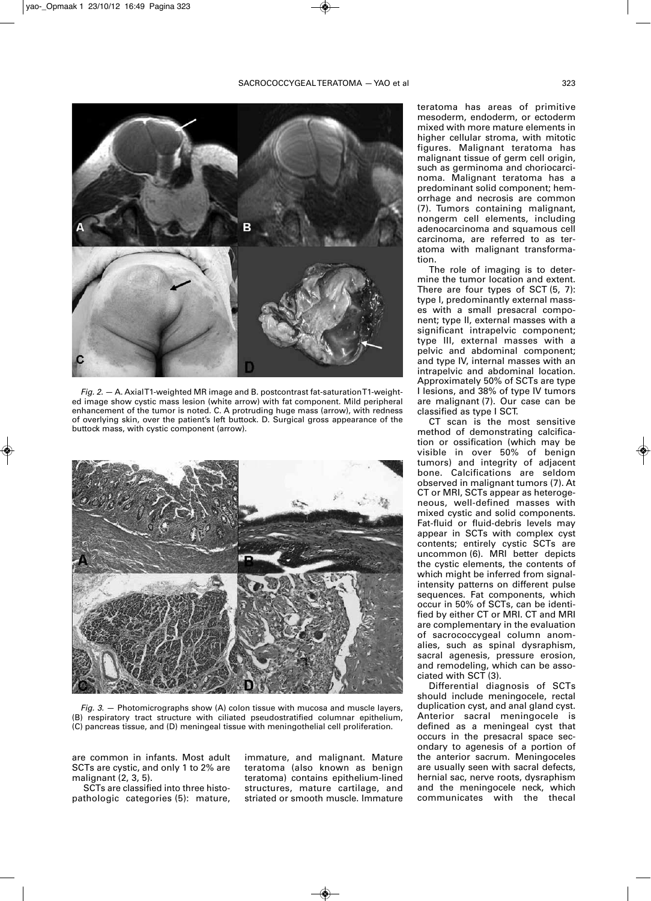*Fig. 2.* — A. Axial T1-weighted MR image and B. postcontrast fat-saturation T1-weighted image show cystic mass lesion (white arrow) with fat component. Mild peripheral enhancement of the tumor is noted. C. A protruding huge mass (arrow), with redness of overlying skin, over the patient's left buttock. D. Surgical gross appearance of the buttock mass, with cystic component (arrow).

*Fig. 3.* — Photomicrographs show (A) colon tissue with mucosa and muscle layers, (B) respiratory tract structure with ciliated pseudostratified columnar epithelium, (C) pancreas tissue, and (D) meningeal tissue with meningothelial cell proliferation.

are common in infants. Most adult SCTs are cystic, and only 1 to 2% are malignant (2, 3, 5).

SCTs are classified into three histopathologic categories (5): mature, immature, and malignant. Mature teratoma (also known as benign teratoma) contains epithelium-lined structures, mature cartilage, and striated or smooth muscle. Immature teratoma has areas of primitive mesoderm, endoderm, or ectoderm mixed with more mature elements in higher cellular stroma, with mitotic figures. Malignant teratoma has malignant tissue of germ cell origin, such as germinoma and choriocarcinoma. Malignant teratoma has a predominant solid component; hemorrhage and necrosis are common (7). Tumors containing malignant, nongerm cell elements, including adenocarcinoma and squamous cell carcinoma, are referred to as teratoma with malignant transformation.

The role of imaging is to determine the tumor location and extent. There are four types of SCT (5, 7): type I, predominantly external masses with a small presacral component; type II, external masses with a significant intrapelvic component; type III, external masses with a pelvic and abdominal component; and type IV, internal masses with an intrapelvic and abdominal location. Approximately 50% of SCTs are type I lesions, and 38% of type IV tumors are malignant (7). Our case can be classified as type I SCT.

CT scan is the most sensitive method of demonstrating calcification or ossification (which may be visible in over 50% of benign tumors) and integrity of adjacent bone. Calcifications are seldom observed in malignant tumors (7). At CT or MRI, SCTs appear as heterogeneous, well-defined masses with mixed cystic and solid components. Fat-fluid or fluid-debris levels may appear in SCTs with complex cyst contents; entirely cystic SCTs are uncommon (6). MRI better depicts the cystic elements, the contents of which might be inferred from signal-intensity patterns on different pulse sequences. Fat components, which occur in 50% of SCTs, can be identified by either CT or MRI. CT and MRI are complementary in the evaluation of sacrococcygeal column anomalies, such as spinal dysraphism, sacral agenesis, pressure erosion, and remodeling, which can be associated with SCT (3).

Differential diagnosis of SCTs should include meningocele, rectal duplication cyst, and anal gland cyst. Anterior sacral meningocele is defined as a meningeal cyst that occurs in the presacral space secondary to agenesis of a portion of the anterior sacrum. Meningoceles are usually seen with sacral defects, hernial sac, nerve roots, dysraphism and the meningocele neck, which communicates with the thecal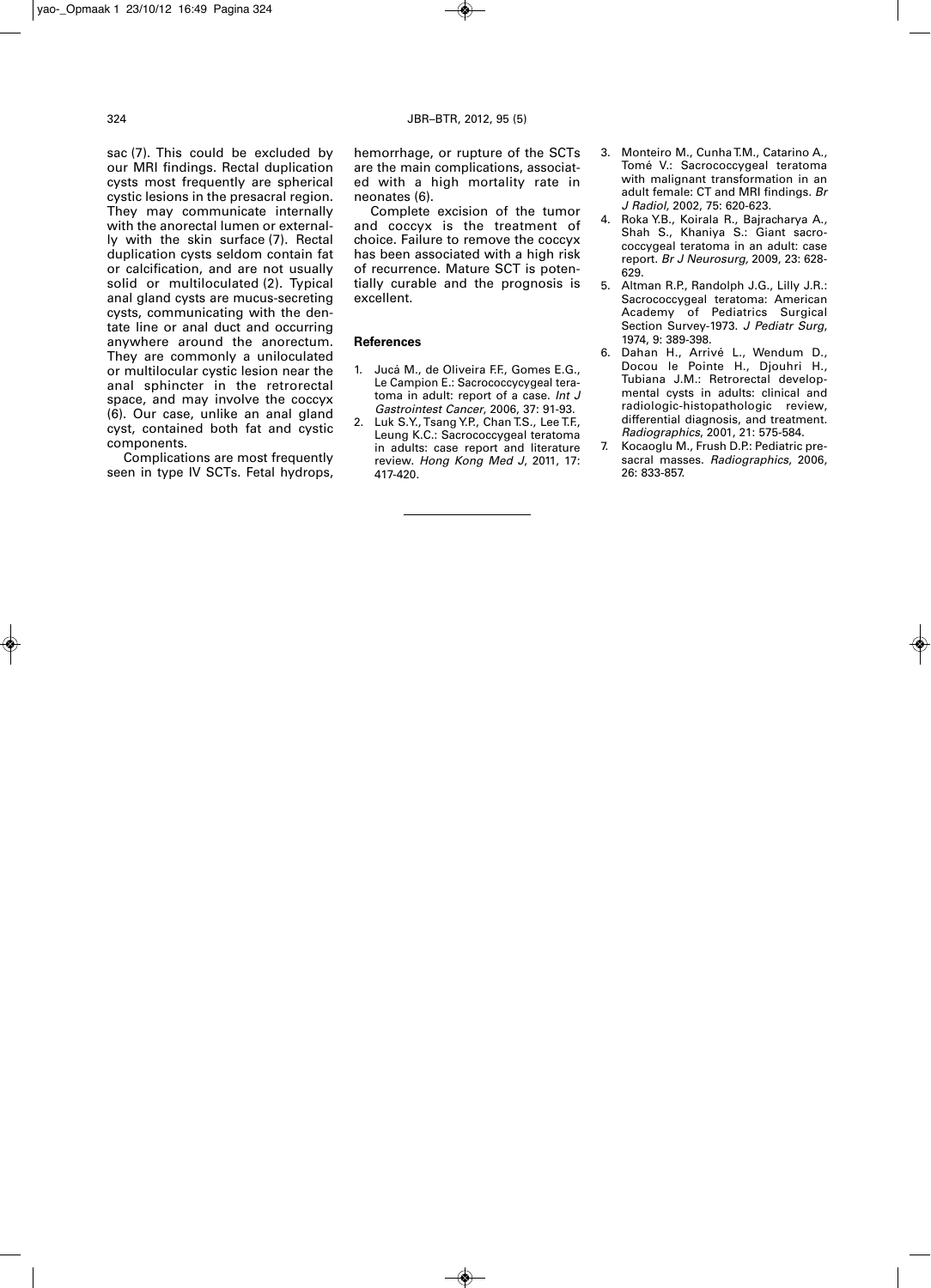sac (7). This could be excluded by our MRI findings. Rectal duplication cysts most frequently are spherical cystic lesions in the presacral region. They may communicate internally with the anorectal lumen or externally with the skin surface (7). Rectal duplication cysts seldom contain fat or calcification, and are not usually solid or multiloculated (2). Typical anal gland cysts are mucus-secreting cysts, communicating with the dentate line or anal duct and occurring anywhere around the anorectum. They are commonly a uniloculated or multilocular cystic lesion near the anal sphincter in the retrorectal space, and may involve the coccyx (6). Our case, unlike an anal gland cyst, contained both fat and cystic components.

Complications are most frequently seen in type IV SCTs. Fetal hydrops, hemorrhage, or rupture of the SCTs are the main complications, associated with a high mortality rate in neonates (6).

Complete excision of the tumor and coccyx is the treatment of choice. Failure to remove the coccyx has been associated with a high risk of recurrence. Mature SCT is potentially curable and the prognosis is excellent.

## References

1. Jucá M., de Oliveira F.F., Gomes E.G., Le Campion E.: Sacrococcycygeal teratoma in adult: report of a case. *Int J Gastrointest Cancer*, 2006, 37: 91-93.
2. Luk S.Y., Tsang Y.P., Chan T.S., Lee T.F., Leung K.C.: Sacrococcygeal teratoma in adults: case report and literature review. *Hong Kong Med J*, 2011, 17: 417-420.
3. Monteiro M., Cunha T.M., Catarino A., Tomé V.: Sacrococcygeal teratoma with malignant transformation in an adult female: CT and MRI findings. *Br J Radiol*, 2002, 75: 620-623.
4. Roka Y.B., Koirala R., Bajracharya A., Shah S., Khaniya S.: Giant sacrococcygeal teratoma in an adult: case report. *Br J Neurosurg*, 2009, 23: 628-629.
5. Altman R.P., Randolph J.G., Lilly J.R.: Sacrococcygeal teratoma: American Academy of Pediatrics Surgical Section Survey-1973. *J Pediatr Surg*, 1974, 9: 389-398.
6. Dahan H., Arrivé L., Wendum D., Docou le Pointe H., Djouhri H., Tubiana J.M.: Retrorectal developmental cysts in adults: clinical and radiologic-histopathologic review, differential diagnosis, and treatment. *Radiographics*, 2001, 21: 575-584.
7. Kocaoglu M., Frush D.P.: Pediatric presacral masses. *Radiographics*, 2006, 26: 833-857.